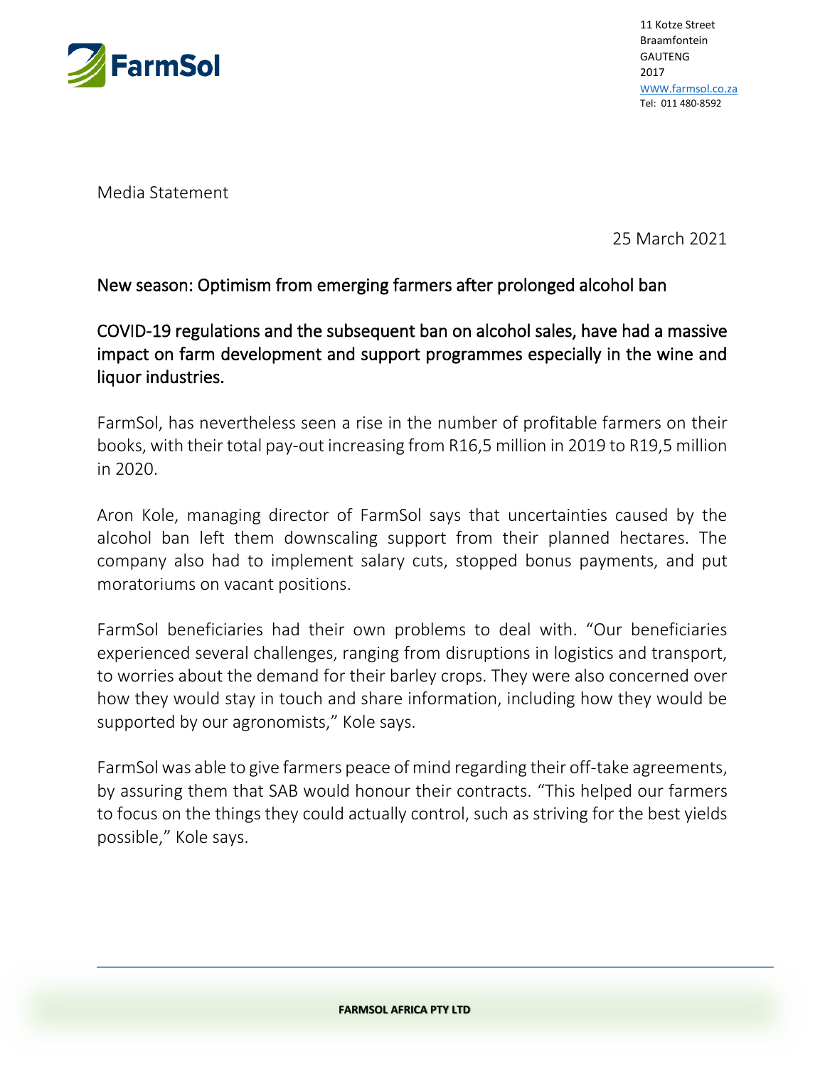11 Kotze Street
Braamfontein
GAUTENG
2017
www.farmsol.co.za
Tel: 011 480-8592

Media Statement

25 March 2021

## New season: Optimism from emerging farmers after prolonged alcohol ban

### COVID-19 regulations and the subsequent ban on alcohol sales, have had a massive impact on farm development and support programmes especially in the wine and liquor industries.

FarmSol, has nevertheless seen a rise in the number of profitable farmers on their books, with their total pay-out increasing from R16,5 million in 2019 to R19,5 million in 2020.

Aron Kole, managing director of FarmSol says that uncertainties caused by the alcohol ban left them downscaling support from their planned hectares. The company also had to implement salary cuts, stopped bonus payments, and put moratoriums on vacant positions.

FarmSol beneficiaries had their own problems to deal with. "Our beneficiaries experienced several challenges, ranging from disruptions in logistics and transport, to worries about the demand for their barley crops. They were also concerned over how they would stay in touch and share information, including how they would be supported by our agronomists," Kole says.

FarmSol was able to give farmers peace of mind regarding their off-take agreements, by assuring them that SAB would honour their contracts. "This helped our farmers to focus on the things they could actually control, such as striving for the best yields possible," Kole says.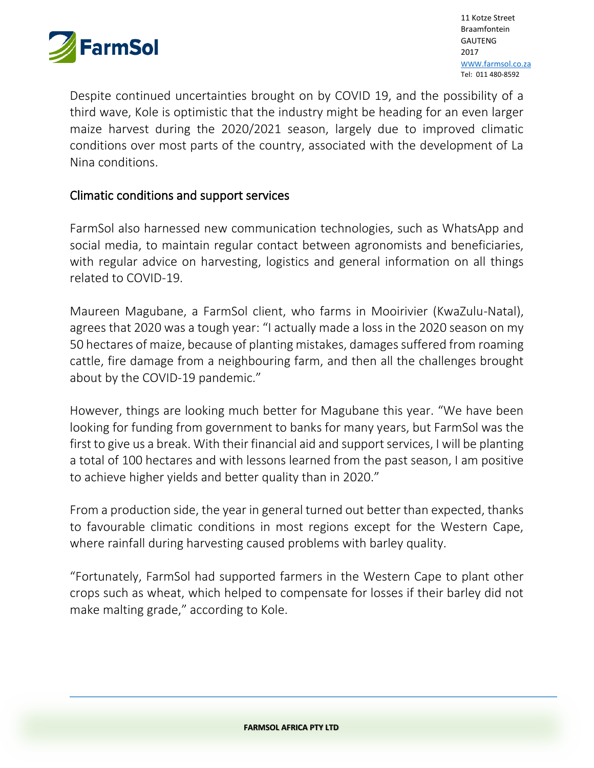Despite continued uncertainties brought on by COVID 19, and the possibility of a third wave, Kole is optimistic that the industry might be heading for an even larger maize harvest during the 2020/2021 season, largely due to improved climatic conditions over most parts of the country, associated with the development of La Nina conditions.

## Climatic conditions and support services

FarmSol also harnessed new communication technologies, such as WhatsApp and social media, to maintain regular contact between agronomists and beneficiaries, with regular advice on harvesting, logistics and general information on all things related to COVID-19.

Maureen Magubane, a FarmSol client, who farms in Mooirivier (KwaZulu-Natal), agrees that 2020 was a tough year: "I actually made a loss in the 2020 season on my 50 hectares of maize, because of planting mistakes, damages suffered from roaming cattle, fire damage from a neighbouring farm, and then all the challenges brought about by the COVID-19 pandemic."

However, things are looking much better for Magubane this year. "We have been looking for funding from government to banks for many years, but FarmSol was the first to give us a break. With their financial aid and support services, I will be planting a total of 100 hectares and with lessons learned from the past season, I am positive to achieve higher yields and better quality than in 2020."

From a production side, the year in general turned out better than expected, thanks to favourable climatic conditions in most regions except for the Western Cape, where rainfall during harvesting caused problems with barley quality.

"Fortunately, FarmSol had supported farmers in the Western Cape to plant other crops such as wheat, which helped to compensate for losses if their barley did not make malting grade," according to Kole.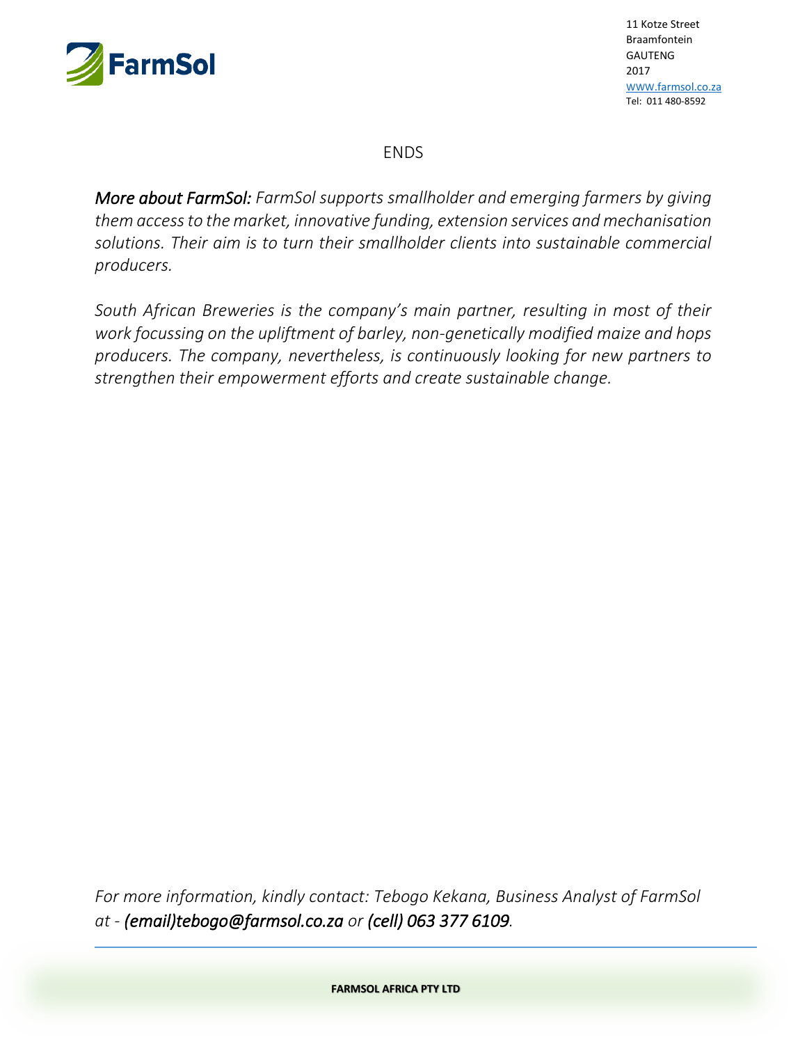ENDS

***More about FarmSol:*** *FarmSol supports smallholder and emerging farmers by giving them access to the market, innovative funding, extension services and mechanisation solutions. Their aim is to turn their smallholder clients into sustainable commercial producers.*

*South African Breweries is the company's main partner, resulting in most of their work focussing on the upliftment of barley, non-genetically modified maize and hops producers. The company, nevertheless, is continuously looking for new partners to strengthen their empowerment efforts and create sustainable change.*

*For more information, kindly contact: Tebogo Kekana, Business Analyst of FarmSol at -* ***(email)tebogo@farmsol.co.za*** *or* ***(cell) 063 377 6109****.*